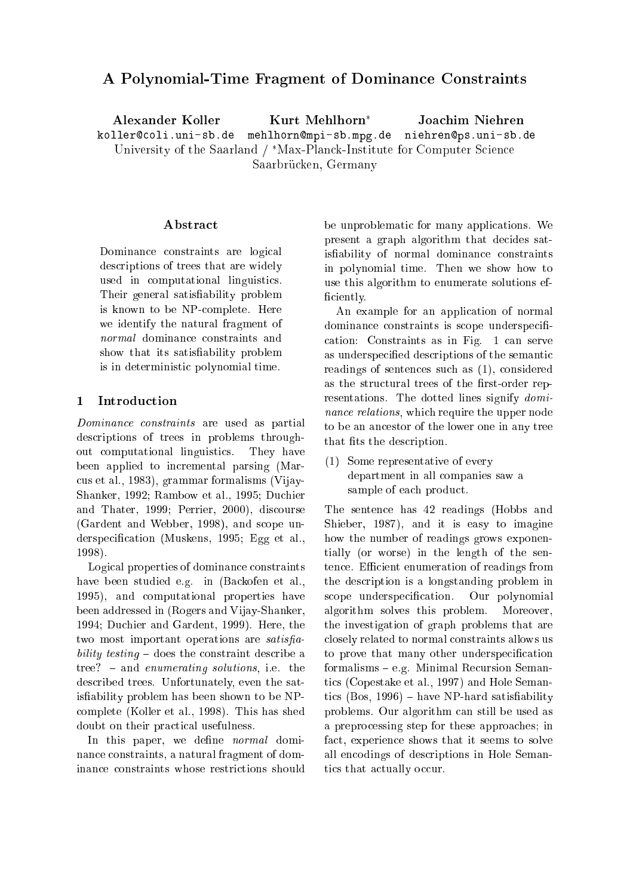# A Polynomial-Time Fragment of Dominance Constraints

**Alexander Koller** koller@coli.uni-sb.de  
**Kurt Mehlhorn**[*] mehlhorn@mpi-sb.mpg.de  
**Joachim Niehren** niehren@ps.uni-sb.de

University of the Saarland / [*]Max-Planck-Institute for Computer Science  
Saarbrücken, Germany

## Abstract

Dominance constraints are logical descriptions of trees that are widely used in computational linguistics. Their general satisfiability problem is known to be NP-complete. Here we identify the natural fragment of *normal* dominance constraints and show that its satisfiability problem is in deterministic polynomial time.

## 1 Introduction

*Dominance constraints* are used as partial descriptions of trees in problems throughout computational linguistics. They have been applied to incremental parsing (Marcus et al., 1983), grammar formalisms (Vijay-Shanker, 1992; Rambow et al., 1995; Duchier and Thater, 1999; Perrier, 2000), discourse (Gardent and Webber, 1998), and scope underspecification (Muskens, 1995; Egg et al., 1998).

Logical properties of dominance constraints have been studied e.g. in (Backofen et al., 1995), and computational properties have been addressed in (Rogers and Vijay-Shanker, 1994; Duchier and Gardent, 1999). Here, the two most important operations are *satisfiability testing* – does the constraint describe a tree? – and *enumerating solutions*, i.e. the described trees. Unfortunately, even the satisfiability problem has been shown to be NP-complete (Koller et al., 1998). This has shed doubt on their practical usefulness.

In this paper, we define *normal* dominance constraints, a natural fragment of dominance constraints whose restrictions should be unproblematic for many applications. We present a graph algorithm that decides satisfiability of normal dominance constraints in polynomial time. Then we show how to use this algorithm to enumerate solutions efficiently.

An example for an application of normal dominance constraints is scope underspecification: Constraints as in Fig. 1 can serve as underspecified descriptions of the semantic readings of sentences such as (1), considered as the structural trees of the first-order representations. The dotted lines signify *dominance relations*, which require the upper node to be an ancestor of the lower one in any tree that fits the description.

(1) Some representative of every department in all companies saw a sample of each product.

The sentence has 42 readings (Hobbs and Shieber, 1987), and it is easy to imagine how the number of readings grows exponentially (or worse) in the length of the sentence. Efficient enumeration of readings from the description is a longstanding problem in scope underspecification. Our polynomial algorithm solves this problem. Moreover, the investigation of graph problems that are closely related to normal constraints allows us to prove that many other underspecification formalisms – e.g. Minimal Recursion Semantics (Copestake et al., 1997) and Hole Semantics (Bos, 1996) – have NP-hard satisfiability problems. Our algorithm can still be used as a preprocessing step for these approaches; in fact, experience shows that it seems to solve all encodings of descriptions in Hole Semantics that actually occur.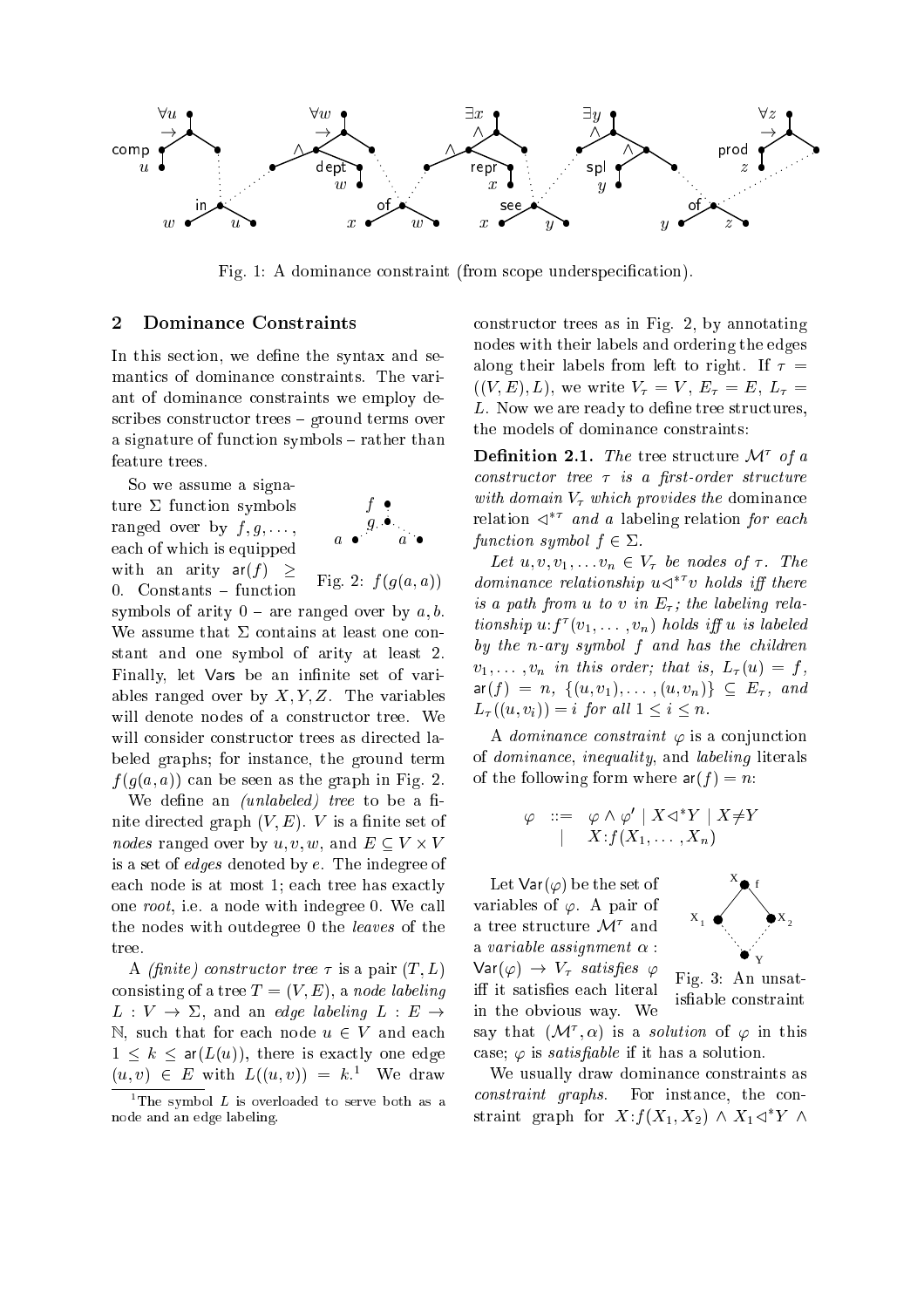Fig. 1: A dominance constraint (from scope underspecification).

## 2 Dominance Constraints

In this section, we define the syntax and semantics of dominance constraints. The variant of dominance constraints we employ describes constructor trees – ground terms over a signature of function symbols – rather than feature trees.

So we assume a signature $\Sigma$ function symbols ranged over by $f, g, \ldots$, each of which is equipped with an arity $\mathsf{ar}(f) \geq 0$. Constants – function symbols of arity 0 – are ranged over by $a, b$. We assume that $\Sigma$ contains at least one constant and one symbol of arity at least 2. Finally, let $\mathsf{Vars}$ be an infinite set of variables ranged over by $X, Y, Z$. The variables will denote nodes of a constructor tree. We will consider constructor trees as directed labeled graphs; for instance, the ground term $f(g(a, a))$ can be seen as the graph in Fig. 2.

Fig. 2: $f(g(a, a))$

We define an *(unlabeled) tree* to be a finite directed graph $(V, E)$. $V$ is a finite set of *nodes* ranged over by $u, v, w$, and $E \subseteq V \times V$ is a set of *edges* denoted by $e$. The indegree of each node is at most 1; each tree has exactly one *root*, i.e. a node with indegree 0. We call the nodes with outdegree 0 the *leaves* of the tree.

A *(finite) constructor tree* $\tau$ is a pair $(T, L)$ consisting of a tree $T = (V, E)$, a *node labeling* $L : V \to \Sigma$, and an *edge labeling* $L : E \to \mathbb{N}$, such that for each node $u \in V$ and each $1 \leq k \leq \mathsf{ar}(L(u))$, there is exactly one edge $(u, v) \in E$ with $L((u, v)) = k$.[1] We draw constructor trees as in Fig. 2, by annotating nodes with their labels and ordering the edges along their labels from left to right. If $\tau = ((V, E), L)$, we write $V_\tau = V$, $E_\tau = E$, $L_\tau = L$. Now we are ready to define tree structures, the models of dominance constraints:

[1] The symbol $L$ is overloaded to serve both as a node and an edge labeling.

**Definition 2.1.** *The* tree structure $\mathcal{M}^\tau$ *of a constructor tree* $\tau$ *is a first-order structure with domain* $V_\tau$ *which provides the* dominance relation $\triangleleft^{*\tau}$ *and a* labeling relation *for each function symbol* $f \in \Sigma$.

*Let* $u, v, v_1, \ldots v_n \in V_\tau$ *be nodes of* $\tau$. *The dominance relationship* $u \triangleleft^{*\tau} v$ *holds iff there is a path from* $u$ *to* $v$ *in* $E_\tau$; *the labeling relationship* $u{:}f^\tau(v_1, \ldots, v_n)$ *holds iff* $u$ *is labeled by the* $n$*-ary symbol* $f$ *and has the children* $v_1, \ldots, v_n$ *in this order; that is,* $L_\tau(u) = f$, $\mathsf{ar}(f) = n$, $\{(u, v_1), \ldots, (u, v_n)\} \subseteq E_\tau$, *and* $L_\tau((u, v_i)) = i$ *for all* $1 \leq i \leq n$.

A *dominance constraint* $\varphi$ is a conjunction of *dominance*, *inequality*, and *labeling* literals of the following form where $\mathsf{ar}(f) = n$:

$$\begin{array}{rcl} \varphi & ::= & \varphi \wedge \varphi' \mid X \triangleleft^* Y \mid X \neq Y \\ & | & X{:}f(X_1, \ldots, X_n) \end{array}$$

Let $\mathsf{Var}(\varphi)$ be the set of variables of $\varphi$. A pair of a tree structure $\mathcal{M}^\tau$ and a *variable assignment* $\alpha : \mathsf{Var}(\varphi) \to V_\tau$ *satisfies* $\varphi$ iff it satisfies each literal in the obvious way. We say that $(\mathcal{M}^\tau, \alpha)$ is a *solution* of $\varphi$ in this case; $\varphi$ is *satisfiable* if it has a solution.

Fig. 3: An unsatisfiable constraint

We usually draw dominance constraints as *constraint graphs*. For instance, the constraint graph for $X{:}f(X_1, X_2) \wedge X_1 \triangleleft^* Y \wedge$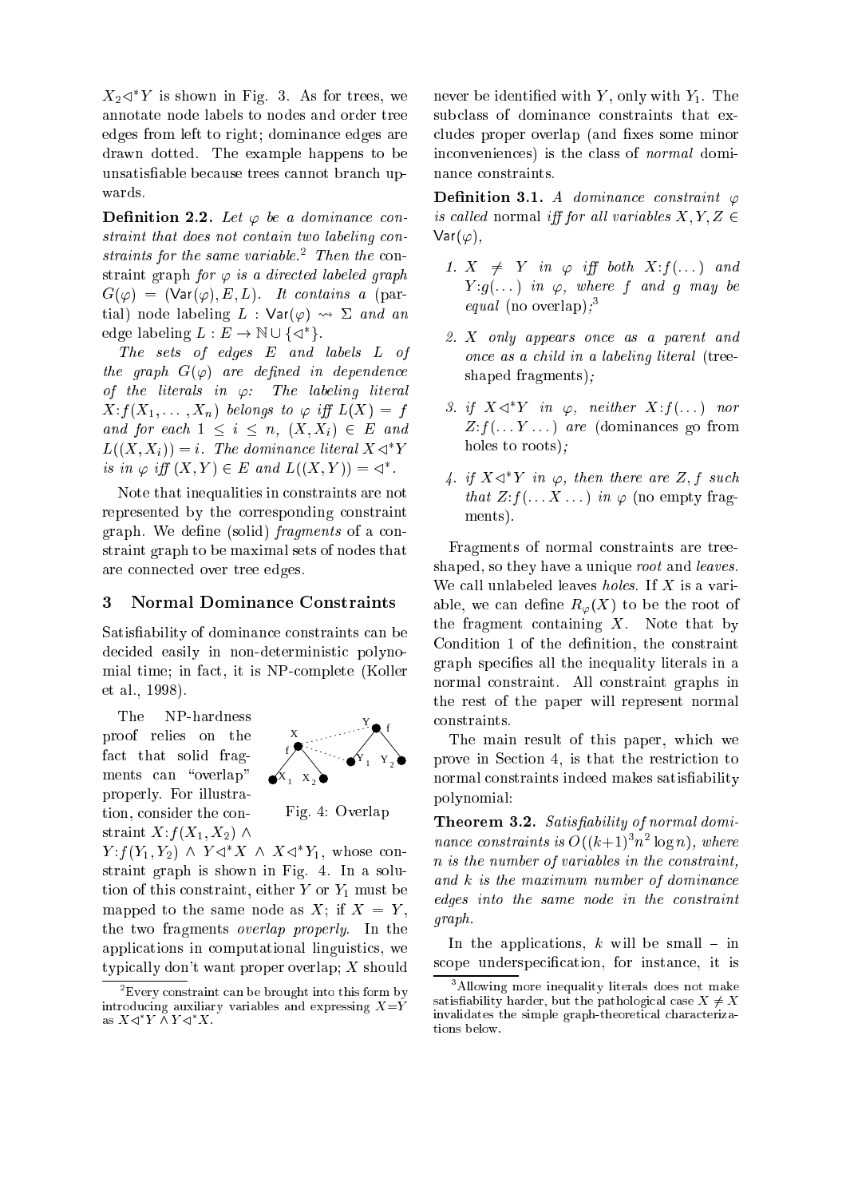$X_2 \triangleleft^* Y$ is shown in Fig. 3. As for trees, we annotate node labels to nodes and order tree edges from left to right; dominance edges are drawn dotted. The example happens to be unsatisfiable because trees cannot branch upwards.

**Definition 2.2.** *Let $\varphi$ be a dominance constraint that does not contain two labeling constraints for the same variable.*[2] *Then the* constraint graph *for $\varphi$ is a directed labeled graph $G(\varphi) = (\mathsf{Var}(\varphi), E, L)$. It contains a (partial) node labeling $L : \mathsf{Var}(\varphi) \rightsquigarrow \Sigma$ and an edge labeling $L : E \to \mathbb{N} \cup \{\triangleleft^*\}$.*

*The sets of edges $E$ and labels $L$ of the graph $G(\varphi)$ are defined in dependence of the literals in $\varphi$: The labeling literal $X{:}f(X_1, \ldots, X_n)$ belongs to $\varphi$ iff $L(X) = f$ and for each $1 \leq i \leq n$, $(X, X_i) \in E$ and $L((X, X_i)) = i$. The dominance literal $X \triangleleft^* Y$ is in $\varphi$ iff $(X, Y) \in E$ and $L((X, Y)) = \triangleleft^*$.*

Note that inequalities in constraints are not represented by the corresponding constraint graph. We define (solid) *fragments* of a constraint graph to be maximal sets of nodes that are connected over tree edges.

## 3 Normal Dominance Constraints

Satisfiability of dominance constraints can be decided easily in non-deterministic polynomial time; in fact, it is NP-complete (Koller et al., 1998).

The NP-hardness proof relies on the fact that solid fragments can "overlap" properly. For illustration, consider the constraint $X{:}f(X_1, X_2) \wedge Y{:}f(Y_1, Y_2) \wedge Y \triangleleft^* X \wedge X \triangleleft^* Y_1$, whose constraint graph is shown in Fig. 4. In a solution of this constraint, either $Y$ or $Y_1$ must be mapped to the same node as $X$; if $X = Y$, the two fragments *overlap properly*. In the applications in computational linguistics, we typically don't want proper overlap; $X$ should never be identified with $Y$, only with $Y_1$. The subclass of dominance constraints that excludes proper overlap (and fixes some minor inconveniences) is the class of *normal* dominance constraints.

Fig. 4: Overlap

**Definition 3.1.** *A dominance constraint $\varphi$ is called* normal *iff for all variables $X, Y, Z \in \mathsf{Var}(\varphi)$,*

1. *$X \neq Y$ in $\varphi$ iff both $X{:}f(\ldots)$ and $Y{:}g(\ldots)$ in $\varphi$, where $f$ and $g$ may be equal* (no overlap)*;*[3]
2. *$X$ only appears once as a parent and once as a child in a labeling literal* (tree-shaped fragments)*;*
3. *if $X \triangleleft^* Y$ in $\varphi$, neither $X{:}f(\ldots)$ nor $Z{:}f(\ldots Y \ldots)$ are* (dominances go from holes to roots)*;*
4. *if $X \triangleleft^* Y$ in $\varphi$, then there are $Z, f$ such that $Z{:}f(\ldots X \ldots)$ in $\varphi$* (no empty fragments).

Fragments of normal constraints are tree-shaped, so they have a unique *root* and *leaves*. We call unlabeled leaves *holes*. If $X$ is a variable, we can define $R_\varphi(X)$ to be the root of the fragment containing $X$. Note that by Condition 1 of the definition, the constraint graph specifies all the inequality literals in a normal constraint. All constraint graphs in the rest of the paper will represent normal constraints.

The main result of this paper, which we prove in Section 4, is that the restriction to normal constraints indeed makes satisfiability polynomial:

**Theorem 3.2.** *Satisfiability of normal dominance constraints is $O((k+1)^3 n^2 \log n)$, where $n$ is the number of variables in the constraint, and $k$ is the maximum number of dominance edges into the same node in the constraint graph.*

In the applications, $k$ will be small – in scope underspecification, for instance, it is

[2] Every constraint can be brought into this form by introducing auxiliary variables and expressing $X{=}Y$ as $X \triangleleft^* Y \wedge Y \triangleleft^* X$.

[3] Allowing more inequality literals does not make satisfiability harder, but the pathological case $X \neq X$ invalidates the simple graph-theoretical characterizations below.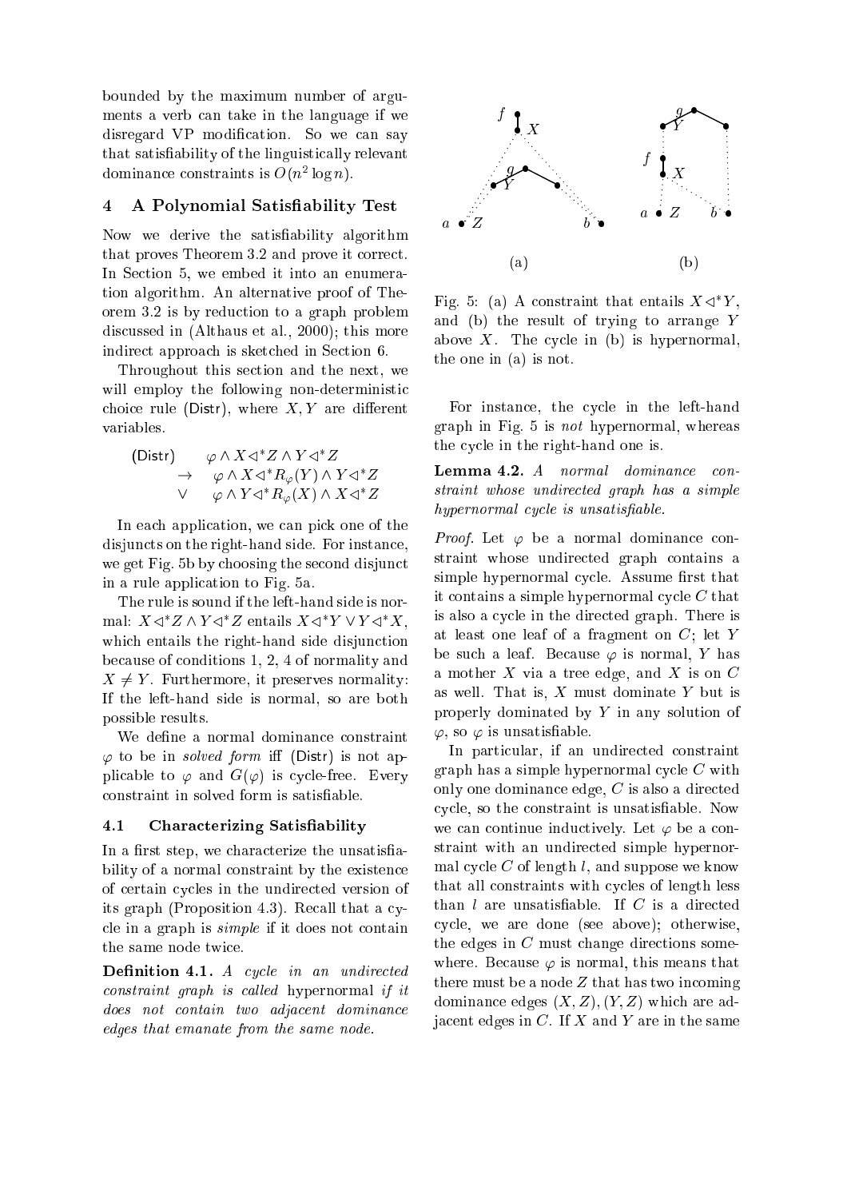bounded by the maximum number of arguments a verb can take in the language if we disregard VP modification. So we can say that satisfiability of the linguistically relevant dominance constraints is $O(n^2 \log n)$.

## 4 A Polynomial Satisfiability Test

Now we derive the satisfiability algorithm that proves Theorem 3.2 and prove it correct. In Section 5, we embed it into an enumeration algorithm. An alternative proof of Theorem 3.2 is by reduction to a graph problem discussed in (Althaus et al., 2000); this more indirect approach is sketched in Section 6.

Throughout this section and the next, we will employ the following non-deterministic choice rule (Distr), where $X, Y$ are different variables.

$$
\begin{array}{lll}
\text{(Distr)} & & \varphi \wedge X \triangleleft^* Z \wedge Y \triangleleft^* Z \\
& \rightarrow & \varphi \wedge X \triangleleft^* R_\varphi(Y) \wedge Y \triangleleft^* Z \\
& \vee & \varphi \wedge Y \triangleleft^* R_\varphi(X) \wedge X \triangleleft^* Z
\end{array}
$$

In each application, we can pick one of the disjuncts on the right-hand side. For instance, we get Fig. 5b by choosing the second disjunct in a rule application to Fig. 5a.

The rule is sound if the left-hand side is normal: $X \triangleleft^* Z \wedge Y \triangleleft^* Z$ entails $X \triangleleft^* Y \vee Y \triangleleft^* X$, which entails the right-hand side disjunction because of conditions 1, 2, 4 of normality and $X \neq Y$. Furthermore, it preserves normality: If the left-hand side is normal, so are both possible results.

We define a normal dominance constraint $\varphi$ to be in *solved form* iff (Distr) is not applicable to $\varphi$ and $G(\varphi)$ is cycle-free. Every constraint in solved form is satisfiable.

### 4.1 Characterizing Satisfiability

In a first step, we characterize the unsatisfiability of a normal constraint by the existence of certain cycles in the undirected version of its graph (Proposition 4.3). Recall that a cycle in a graph is *simple* if it does not contain the same node twice.

**Definition 4.1.** *A cycle in an undirected constraint graph is called* hypernormal *if it does not contain two adjacent dominance edges that emanate from the same node.*

Fig. 5: (a) A constraint that entails $X \triangleleft^* Y$, and (b) the result of trying to arrange $Y$ above $X$. The cycle in (b) is hypernormal, the one in (a) is not.

For instance, the cycle in the left-hand graph in Fig. 5 is *not* hypernormal, whereas the cycle in the right-hand one is.

**Lemma 4.2.** *A normal dominance constraint whose undirected graph has a simple hypernormal cycle is unsatisfiable.*

*Proof.* Let $\varphi$ be a normal dominance constraint whose undirected graph contains a simple hypernormal cycle. Assume first that it contains a simple hypernormal cycle $C$ that is also a cycle in the directed graph. There is at least one leaf of a fragment on $C$; let $Y$ be such a leaf. Because $\varphi$ is normal, $Y$ has a mother $X$ via a tree edge, and $X$ is on $C$ as well. That is, $X$ must dominate $Y$ but is properly dominated by $Y$ in any solution of $\varphi$, so $\varphi$ is unsatisfiable.

In particular, if an undirected constraint graph has a simple hypernormal cycle $C$ with only one dominance edge, $C$ is also a directed cycle, so the constraint is unsatisfiable. Now we can continue inductively. Let $\varphi$ be a constraint with an undirected simple hypernormal cycle $C$ of length $l$, and suppose we know that all constraints with cycles of length less than $l$ are unsatisfiable. If $C$ is a directed cycle, we are done (see above); otherwise, the edges in $C$ must change directions somewhere. Because $\varphi$ is normal, this means that there must be a node $Z$ that has two incoming dominance edges $(X, Z), (Y, Z)$ which are adjacent edges in $C$. If $X$ and $Y$ are in the same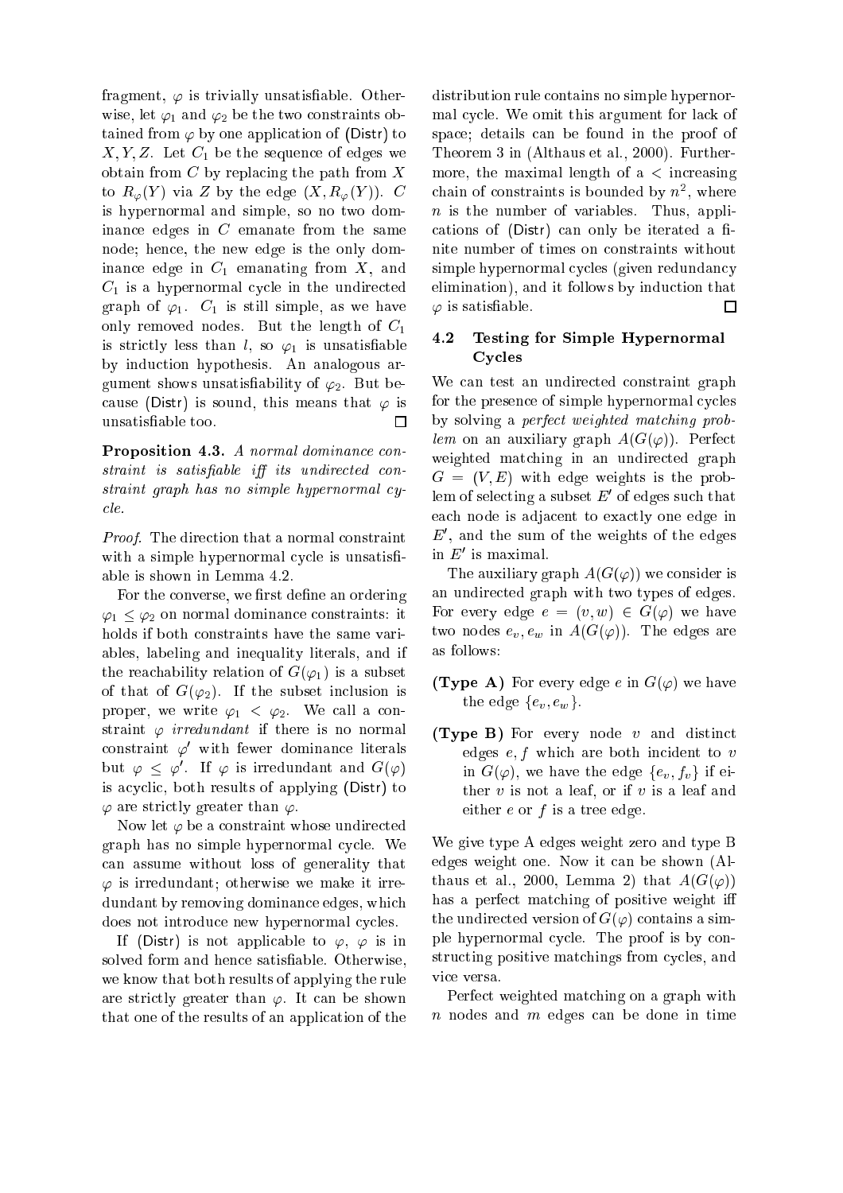fragment, $\varphi$ is trivially unsatisfiable. Otherwise, let $\varphi_1$ and $\varphi_2$ be the two constraints obtained from $\varphi$ by one application of (Distr) to $X, Y, Z$. Let $C_1$ be the sequence of edges we obtain from $C$ by replacing the path from $X$ to $R_\varphi(Y)$ via $Z$ by the edge $(X, R_\varphi(Y))$. $C$ is hypernormal and simple, so no two dominance edges in $C$ emanate from the same node; hence, the new edge is the only dominance edge in $C_1$ emanating from $X$, and $C_1$ is a hypernormal cycle in the undirected graph of $\varphi_1$. $C_1$ is still simple, as we have only removed nodes. But the length of $C_1$ is strictly less than $l$, so $\varphi_1$ is unsatisfiable by induction hypothesis. An analogous argument shows unsatisfiability of $\varphi_2$. But because (Distr) is sound, this means that $\varphi$ is unsatisfiable too. □

**Proposition 4.3.** *A normal dominance constraint is satisfiable iff its undirected constraint graph has no simple hypernormal cycle.*

*Proof.* The direction that a normal constraint with a simple hypernormal cycle is unsatisfiable is shown in Lemma 4.2.

For the converse, we first define an ordering $\varphi_1 \leq \varphi_2$ on normal dominance constraints: it holds if both constraints have the same variables, labeling and inequality literals, and if the reachability relation of $G(\varphi_1)$ is a subset of that of $G(\varphi_2)$. If the subset inclusion is proper, we write $\varphi_1 < \varphi_2$. We call a constraint $\varphi$ *irredundant* if there is no normal constraint $\varphi'$ with fewer dominance literals but $\varphi \leq \varphi'$. If $\varphi$ is irredundant and $G(\varphi)$ is acyclic, both results of applying (Distr) to $\varphi$ are strictly greater than $\varphi$.

Now let $\varphi$ be a constraint whose undirected graph has no simple hypernormal cycle. We can assume without loss of generality that $\varphi$ is irredundant; otherwise we make it irredundant by removing dominance edges, which does not introduce new hypernormal cycles.

If (Distr) is not applicable to $\varphi$, $\varphi$ is in solved form and hence satisfiable. Otherwise, we know that both results of applying the rule are strictly greater than $\varphi$. It can be shown that one of the results of an application of the distribution rule contains no simple hypernormal cycle. We omit this argument for lack of space; details can be found in the proof of Theorem 3 in (Althaus et al., 2000). Furthermore, the maximal length of a $<$ increasing chain of constraints is bounded by $n^2$, where $n$ is the number of variables. Thus, applications of (Distr) can only be iterated a finite number of times on constraints without simple hypernormal cycles (given redundancy elimination), and it follows by induction that $\varphi$ is satisfiable. □

### 4.2 Testing for Simple Hypernormal Cycles

We can test an undirected constraint graph for the presence of simple hypernormal cycles by solving a *perfect weighted matching problem* on an auxiliary graph $A(G(\varphi))$. Perfect weighted matching in an undirected graph $G = (V, E)$ with edge weights is the problem of selecting a subset $E'$ of edges such that each node is adjacent to exactly one edge in $E'$, and the sum of the weights of the edges in $E'$ is maximal.

The auxiliary graph $A(G(\varphi))$ we consider is an undirected graph with two types of edges. For every edge $e = (v, w) \in G(\varphi)$ we have two nodes $e_v, e_w$ in $A(G(\varphi))$. The edges are as follows:

**(Type A)** For every edge $e$ in $G(\varphi)$ we have the edge $\{e_v, e_w\}$.

**(Type B)** For every node $v$ and distinct edges $e, f$ which are both incident to $v$ in $G(\varphi)$, we have the edge $\{e_v, f_v\}$ if either $v$ is not a leaf, or if $v$ is a leaf and either $e$ or $f$ is a tree edge.

We give type A edges weight zero and type B edges weight one. Now it can be shown (Althaus et al., 2000, Lemma 2) that $A(G(\varphi))$ has a perfect matching of positive weight iff the undirected version of $G(\varphi)$ contains a simple hypernormal cycle. The proof is by constructing positive matchings from cycles, and vice versa.

Perfect weighted matching on a graph with $n$ nodes and $m$ edges can be done in time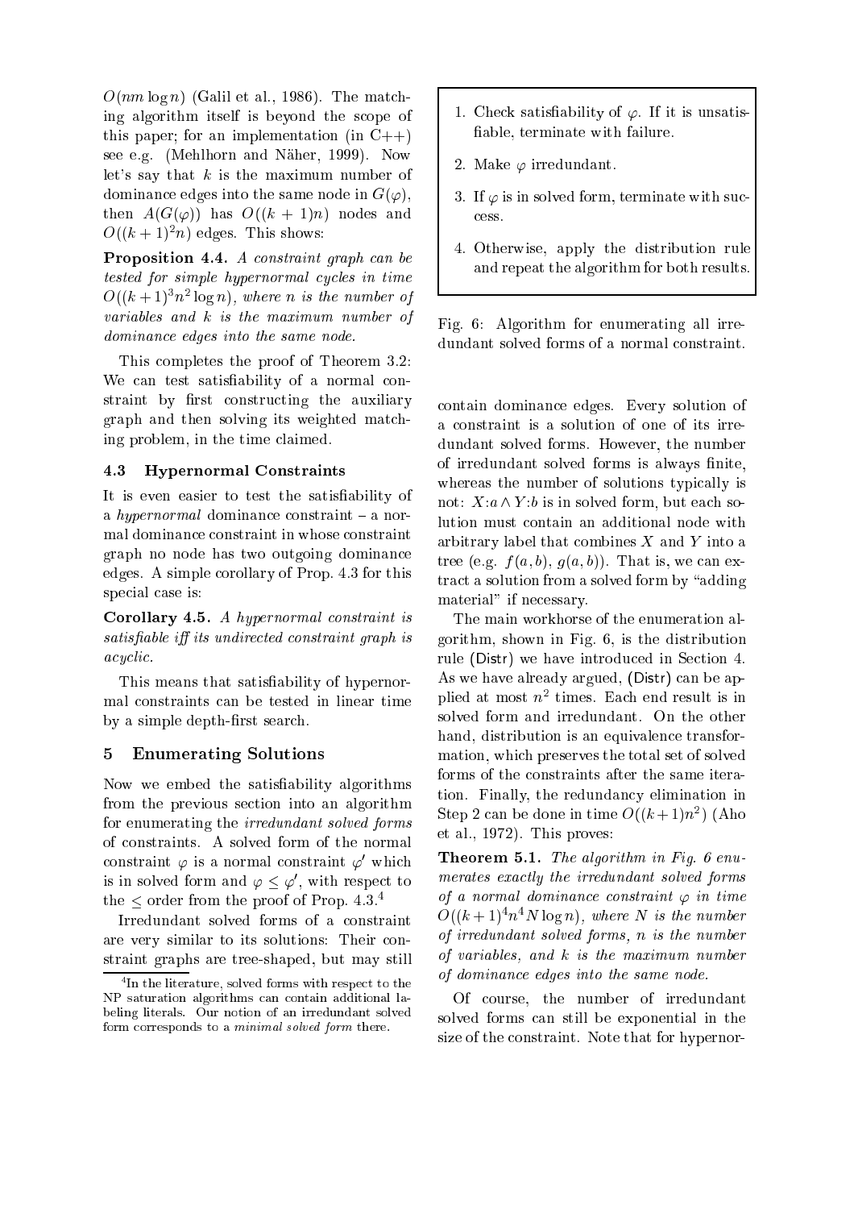$O(nm \log n)$ (Galil et al., 1986). The matching algorithm itself is beyond the scope of this paper; for an implementation (in C++) see e.g. (Mehlhorn and Näher, 1999). Now let's say that $k$ is the maximum number of dominance edges into the same node in $G(\varphi)$, then $A(G(\varphi))$ has $O((k+1)n)$ nodes and $O((k+1)^2 n)$ edges. This shows:

**Proposition 4.4.** *A constraint graph can be tested for simple hypernormal cycles in time $O((k+1)^3 n^2 \log n)$, where $n$ is the number of variables and $k$ is the maximum number of dominance edges into the same node.*

This completes the proof of Theorem 3.2: We can test satisfiability of a normal constraint by first constructing the auxiliary graph and then solving its weighted matching problem, in the time claimed.

### 4.3 Hypernormal Constraints

It is even easier to test the satisfiability of a *hypernormal* dominance constraint – a normal dominance constraint in whose constraint graph no node has two outgoing dominance edges. A simple corollary of Prop. 4.3 for this special case is:

**Corollary 4.5.** *A hypernormal constraint is satisfiable iff its undirected constraint graph is acyclic.*

This means that satisfiability of hypernormal constraints can be tested in linear time by a simple depth-first search.

## 5 Enumerating Solutions

Now we embed the satisfiability algorithms from the previous section into an algorithm for enumerating the *irredundant solved forms* of constraints. A solved form of the normal constraint $\varphi$ is a normal constraint $\varphi'$ which is in solved form and $\varphi \leq \varphi'$, with respect to the $\leq$ order from the proof of Prop. 4.3.[4]

Irredundant solved forms of a constraint are very similar to its solutions: Their constraint graphs are tree-shaped, but may still contain dominance edges. Every solution of a constraint is a solution of one of its irredundant solved forms. However, the number of irredundant solved forms is always finite, whereas the number of solutions typically is not: $X{:}a \wedge Y{:}b$ is in solved form, but each solution must contain an additional node with arbitrary label that combines $X$ and $Y$ into a tree (e.g. $f(a,b)$, $g(a,b)$). That is, we can extract a solution from a solved form by "adding material" if necessary.

[4] In the literature, solved forms with respect to the NP saturation algorithms can contain additional labeling literals. Our notion of an irredundant solved form corresponds to a *minimal solved form* there.

1. Check satisfiability of $\varphi$. If it is unsatisfiable, terminate with failure.
2. Make $\varphi$ irredundant.
3. If $\varphi$ is in solved form, terminate with success.
4. Otherwise, apply the distribution rule and repeat the algorithm for both results.

Fig. 6: Algorithm for enumerating all irredundant solved forms of a normal constraint.

The main workhorse of the enumeration algorithm, shown in Fig. 6, is the distribution rule (Distr) we have introduced in Section 4. As we have already argued, (Distr) can be applied at most $n^2$ times. Each end result is in solved form and irredundant. On the other hand, distribution is an equivalence transformation, which preserves the total set of solved forms of the constraints after the same iteration. Finally, the redundancy elimination in Step 2 can be done in time $O((k+1)n^2)$ (Aho et al., 1972). This proves:

**Theorem 5.1.** *The algorithm in Fig. 6 enumerates exactly the irredundant solved forms of a normal dominance constraint $\varphi$ in time $O((k+1)^4 n^4 N \log n)$, where $N$ is the number of irredundant solved forms, $n$ is the number of variables, and $k$ is the maximum number of dominance edges into the same node.*

Of course, the number of irredundant solved forms can still be exponential in the size of the constraint. Note that for hypernor-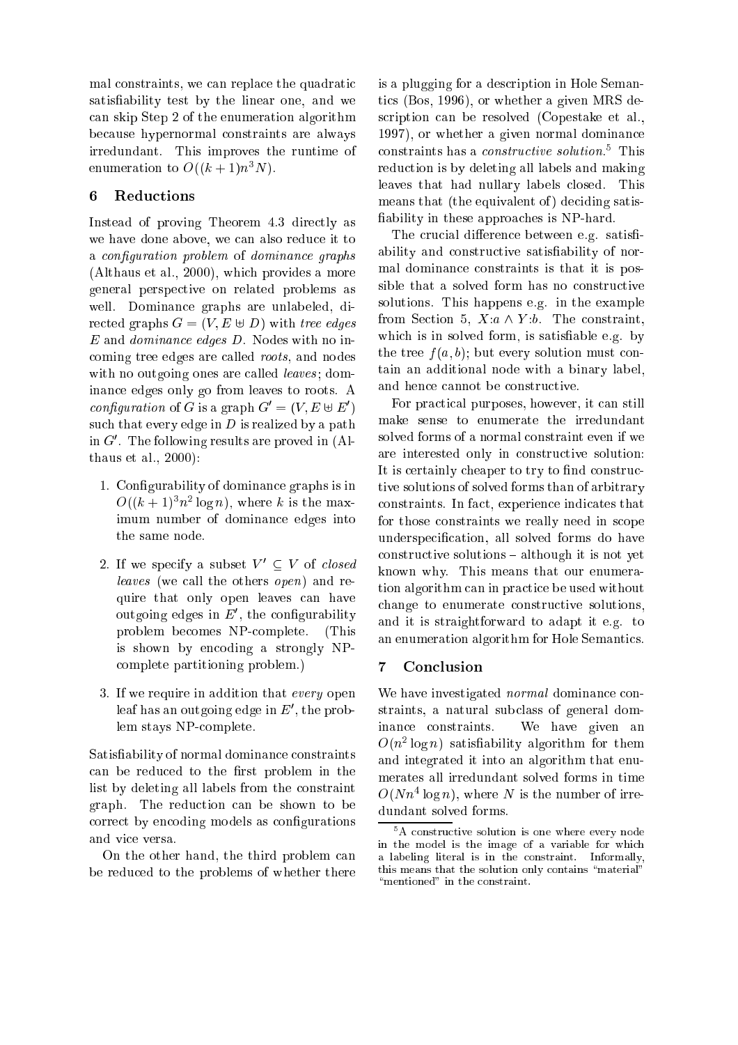mal constraints, we can replace the quadratic satisfiability test by the linear one, and we can skip Step 2 of the enumeration algorithm because hypernormal constraints are always irredundant. This improves the runtime of enumeration to $O((k+1)n^3 N)$.

## 6 Reductions

Instead of proving Theorem 4.3 directly as we have done above, we can also reduce it to a *configuration problem* of *dominance graphs* (Althaus et al., 2000), which provides a more general perspective on related problems as well. Dominance graphs are unlabeled, directed graphs $G = (V, E \uplus D)$ with *tree edges* $E$ and *dominance edges* $D$. Nodes with no incoming tree edges are called *roots*, and nodes with no outgoing ones are called *leaves*; dominance edges only go from leaves to roots. A *configuration* of $G$ is a graph $G' = (V, E \uplus E')$ such that every edge in $D$ is realized by a path in $G'$. The following results are proved in (Althaus et al., 2000):

1. Configurability of dominance graphs is in $O((k+1)^3 n^2 \log n)$, where $k$ is the maximum number of dominance edges into the same node.

2. If we specify a subset $V' \subseteq V$ of *closed leaves* (we call the others *open*) and require that only open leaves can have outgoing edges in $E'$, the configurability problem becomes NP-complete. (This is shown by encoding a strongly NP-complete partitioning problem.)

3. If we require in addition that *every* open leaf has an outgoing edge in $E'$, the problem stays NP-complete.

Satisfiability of normal dominance constraints can be reduced to the first problem in the list by deleting all labels from the constraint graph. The reduction can be shown to be correct by encoding models as configurations and vice versa.

On the other hand, the third problem can be reduced to the problems of whether there is a plugging for a description in Hole Semantics (Bos, 1996), or whether a given MRS description can be resolved (Copestake et al., 1997), or whether a given normal dominance constraints has a *constructive solution*.[5] This reduction is by deleting all labels and making leaves that had nullary labels closed. This means that (the equivalent of) deciding satisfiability in these approaches is NP-hard.

The crucial difference between e.g. satisfiability and constructive satisfiability of normal dominance constraints is that it is possible that a solved form has no constructive solutions. This happens e.g. in the example from Section 5, $X{:}a \wedge Y{:}b$. The constraint, which is in solved form, is satisfiable e.g. by the tree $f(a,b)$; but every solution must contain an additional node with a binary label, and hence cannot be constructive.

For practical purposes, however, it can still make sense to enumerate the irredundant solved forms of a normal constraint even if we are interested only in constructive solution: It is certainly cheaper to try to find constructive solutions of solved forms than of arbitrary constraints. In fact, experience indicates that for those constraints we really need in scope underspecification, all solved forms do have constructive solutions – although it is not yet known why. This means that our enumeration algorithm can in practice be used without change to enumerate constructive solutions, and it is straightforward to adapt it e.g. to an enumeration algorithm for Hole Semantics.

## 7 Conclusion

We have investigated *normal* dominance constraints, a natural subclass of general dominance constraints. We have given an $O(n^2 \log n)$ satisfiability algorithm for them and integrated it into an algorithm that enumerates all irredundant solved forms in time $O(Nn^4 \log n)$, where $N$ is the number of irredundant solved forms.

[5] A constructive solution is one where every node in the model is the image of a variable for which a labeling literal is in the constraint. Informally, this means that the solution only contains "material" "mentioned" in the constraint.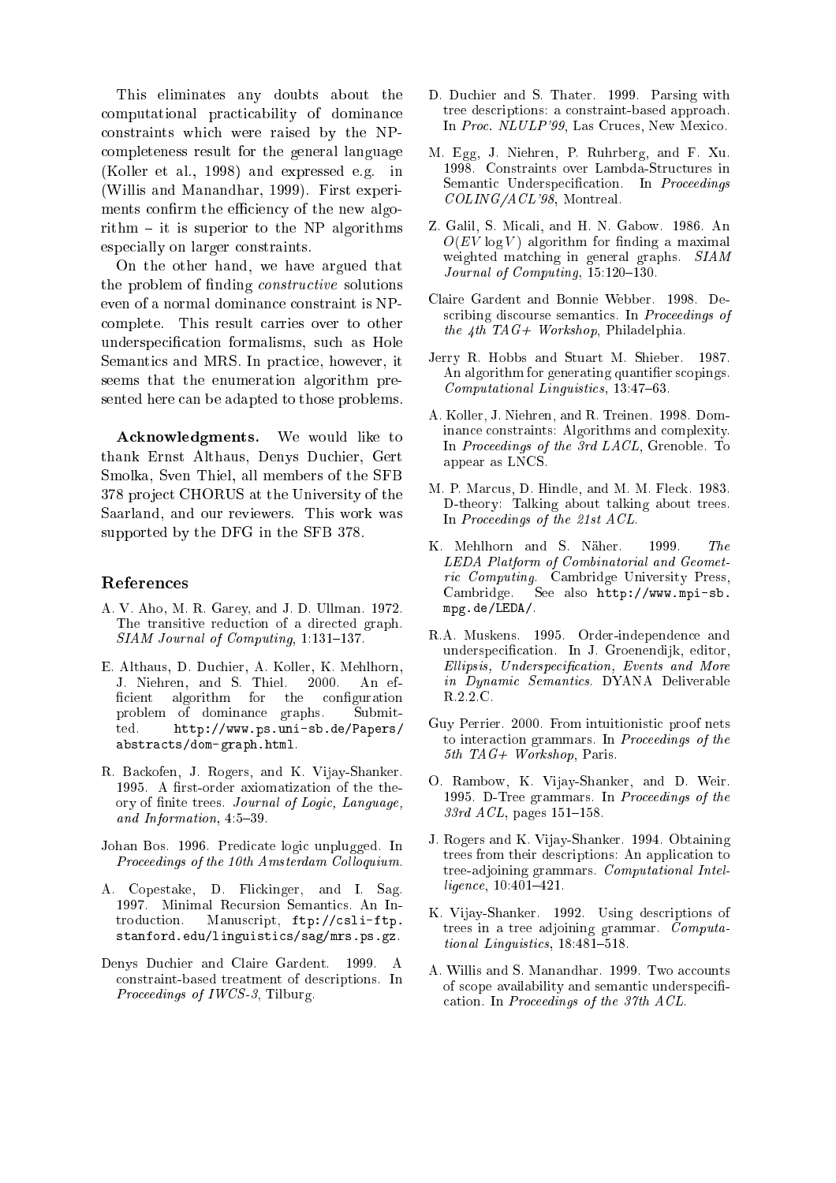This eliminates any doubts about the computational practicability of dominance constraints which were raised by the NP-completeness result for the general language (Koller et al., 1998) and expressed e.g. in (Willis and Manandhar, 1999). First experiments confirm the efficiency of the new algorithm – it is superior to the NP algorithms especially on larger constraints.

On the other hand, we have argued that the problem of finding *constructive* solutions even of a normal dominance constraint is NP-complete. This result carries over to other underspecification formalisms, such as Hole Semantics and MRS. In practice, however, it seems that the enumeration algorithm presented here can be adapted to those problems.

**Acknowledgments.** We would like to thank Ernst Althaus, Denys Duchier, Gert Smolka, Sven Thiel, all members of the SFB 378 project CHORUS at the University of the Saarland, and our reviewers. This work was supported by the DFG in the SFB 378.

## References

A. V. Aho, M. R. Garey, and J. D. Ullman. 1972. The transitive reduction of a directed graph. *SIAM Journal of Computing*, 1:131–137.

E. Althaus, D. Duchier, A. Koller, K. Mehlhorn, J. Niehren, and S. Thiel. 2000. An efficient algorithm for the configuration problem of dominance graphs. Submitted. http://www.ps.uni-sb.de/Papers/abstracts/dom-graph.html.

R. Backofen, J. Rogers, and K. Vijay-Shanker. 1995. A first-order axiomatization of the theory of finite trees. *Journal of Logic, Language, and Information*, 4:5–39.

Johan Bos. 1996. Predicate logic unplugged. In *Proceedings of the 10th Amsterdam Colloquium*.

A. Copestake, D. Flickinger, and I. Sag. 1997. Minimal Recursion Semantics. An Introduction. Manuscript, ftp://csli-ftp.stanford.edu/linguistics/sag/mrs.ps.gz.

Denys Duchier and Claire Gardent. 1999. A constraint-based treatment of descriptions. In *Proceedings of IWCS-3*, Tilburg.

D. Duchier and S. Thater. 1999. Parsing with tree descriptions: a constraint-based approach. In *Proc. NLULP'99*, Las Cruces, New Mexico.

M. Egg, J. Niehren, P. Ruhrberg, and F. Xu. 1998. Constraints over Lambda-Structures in Semantic Underspecification. In *Proceedings COLING/ACL'98*, Montreal.

Z. Galil, S. Micali, and H. N. Gabow. 1986. An $O(EV \log V)$ algorithm for finding a maximal weighted matching in general graphs. *SIAM Journal of Computing*, 15:120–130.

Claire Gardent and Bonnie Webber. 1998. Describing discourse semantics. In *Proceedings of the 4th TAG+ Workshop*, Philadelphia.

Jerry R. Hobbs and Stuart M. Shieber. 1987. An algorithm for generating quantifier scopings. *Computational Linguistics*, 13:47–63.

A. Koller, J. Niehren, and R. Treinen. 1998. Dominance constraints: Algorithms and complexity. In *Proceedings of the 3rd LACL*, Grenoble. To appear as LNCS.

M. P. Marcus, D. Hindle, and M. M. Fleck. 1983. D-theory: Talking about talking about trees. In *Proceedings of the 21st ACL*.

K. Mehlhorn and S. Näher. 1999. *The LEDA Platform of Combinatorial and Geometric Computing*. Cambridge University Press, Cambridge. See also http://www.mpi-sb.mpg.de/LEDA/.

R.A. Muskens. 1995. Order-independence and underspecification. In J. Groenendijk, editor, *Ellipsis, Underspecification, Events and More in Dynamic Semantics*. DYANA Deliverable R.2.2.C.

Guy Perrier. 2000. From intuitionistic proof nets to interaction grammars. In *Proceedings of the 5th TAG+ Workshop*, Paris.

O. Rambow, K. Vijay-Shanker, and D. Weir. 1995. D-Tree grammars. In *Proceedings of the 33rd ACL*, pages 151–158.

J. Rogers and K. Vijay-Shanker. 1994. Obtaining trees from their descriptions: An application to tree-adjoining grammars. *Computational Intelligence*, 10:401–421.

K. Vijay-Shanker. 1992. Using descriptions of trees in a tree adjoining grammar. *Computational Linguistics*, 18:481–518.

A. Willis and S. Manandhar. 1999. Two accounts of scope availability and semantic underspecification. In *Proceedings of the 37th ACL*.